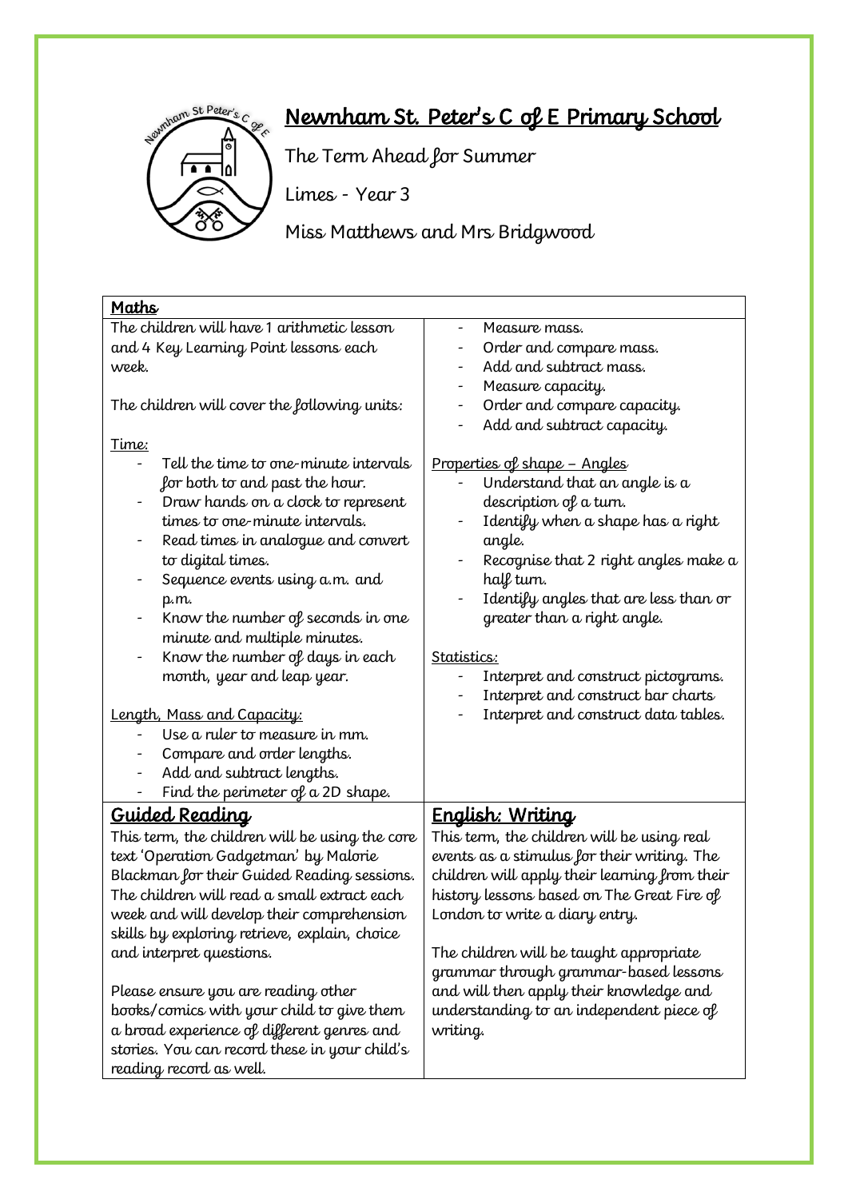# Newnham St. Peter's C of E Primary School

The Term Ahead for Summer

Limes - Year 3

Miss Matthews and Mrs Bridgwood

## Maths

The children will have 1 arithmetic lesson and 4 Key Learning Point lessons each week.

The children will cover the following units:

Time:

- Tell the time to one-minute intervals for both to and past the hour.
- Draw hands on a clock to represent times to one-minute intervals.
- Read times in analogue and convert to digital times.
- Sequence events using a.m. and p.m.
- Know the number of seconds in one minute and multiple minutes.
- Know the number of days in each month, year and leap year.

Length, Mass and Capacity:

- Use a ruler to measure in mm.
- Compare and order lengths.
- Add and subtract lengths.
- Find the perimeter of a 2D shape.
- Measure mass.
- Order and compare mass.
- Add and subtract mass.
- Measure capacity.
- Order and compare capacity.
- Add and subtract capacity.

Properties of shape – Angles

- Understand that an angle is a description of a turn.
- Identify when a shape has a right angle.
- Recognise that 2 right angles make a half turn.
- Identify angles that are less than or greater than a right angle.

Statistics:

- Interpret and construct pictograms.
- Interpret and construct bar charts
- Interpret and construct data tables.

## Guided Reading

This term, the children will be using the core text 'Operation Gadgetman' by Malorie Blackman for their Guided Reading sessions. The children will read a small extract each week and will develop their comprehension skills by exploring retrieve, explain, choice and interpret questions.

Please ensure you are reading other books/comics with your child to give them a broad experience of different genres and stories. You can record these in your child's reading record as well.

## English: Writing

This term, the children will be using real events as a stimulus for their writing. The children will apply their learning from their history lessons based on The Great Fire of London to write a diary entry.

The children will be taught appropriate grammar through grammar-based lessons and will then apply their knowledge and understanding to an independent piece of writing.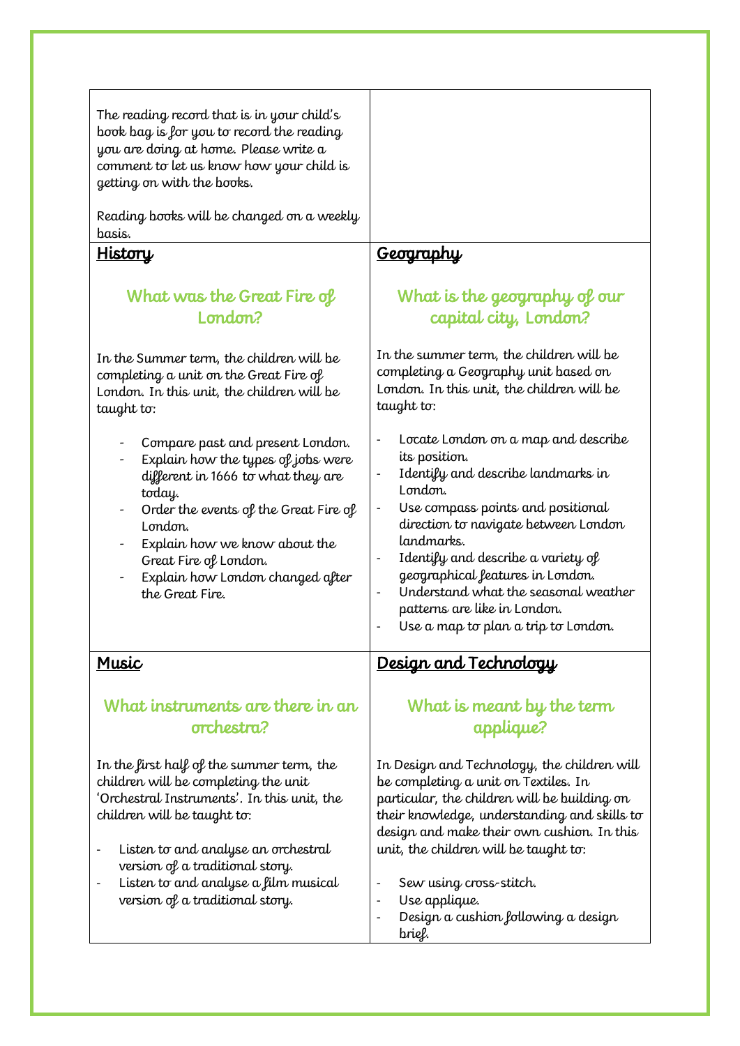The reading record that is in your child's book bag is for you to record the reading you are doing at home. Please write a comment to let us know how your child is getting on with the books.

Reading books will be changed on a weekly basis.

## History

### What was the Great Fire of London?

In the Summer term, the children will be completing a unit on the Great Fire of London. In this unit, the children will be taught to:

- Compare past and present London.
- Explain how the types of jobs were different in 1666 to what they are today.
- Order the events of the Great Fire of London.
- Explain how we know about the Great Fire of London.
- Explain how London changed after the Great Fire.

## Geography

### What is the geography of our capital city, London?

In the summer term, the children will be completing a Geography unit based on London. In this unit, the children will be taught to:

- Locate London on a map and describe its position.
- Identify and describe landmarks in London.
- Use compass points and positional direction to navigate between London landmarks.
- Identify and describe a variety of geographical features in London.
- Understand what the seasonal weather patterns are like in London.
- Use a map to plan a trip to London.

## Music

### What instruments are there in an orchestra?

In the first half of the summer term, the children will be completing the unit 'Orchestral Instruments'. In this unit, the children will be taught to:

- Listen to and analyse an orchestral version of a traditional story.
- Listen to and analyse a film musical version of a traditional story.

## Design and Technology

### What is meant by the term applique?

In Design and Technology, the children will be completing a unit on Textiles. In particular, the children will be building on their knowledge, understanding and skills to design and make their own cushion. In this unit, the children will be taught to:

- Sew using cross-stitch.
- Use applique.
- Design a cushion following a design brief.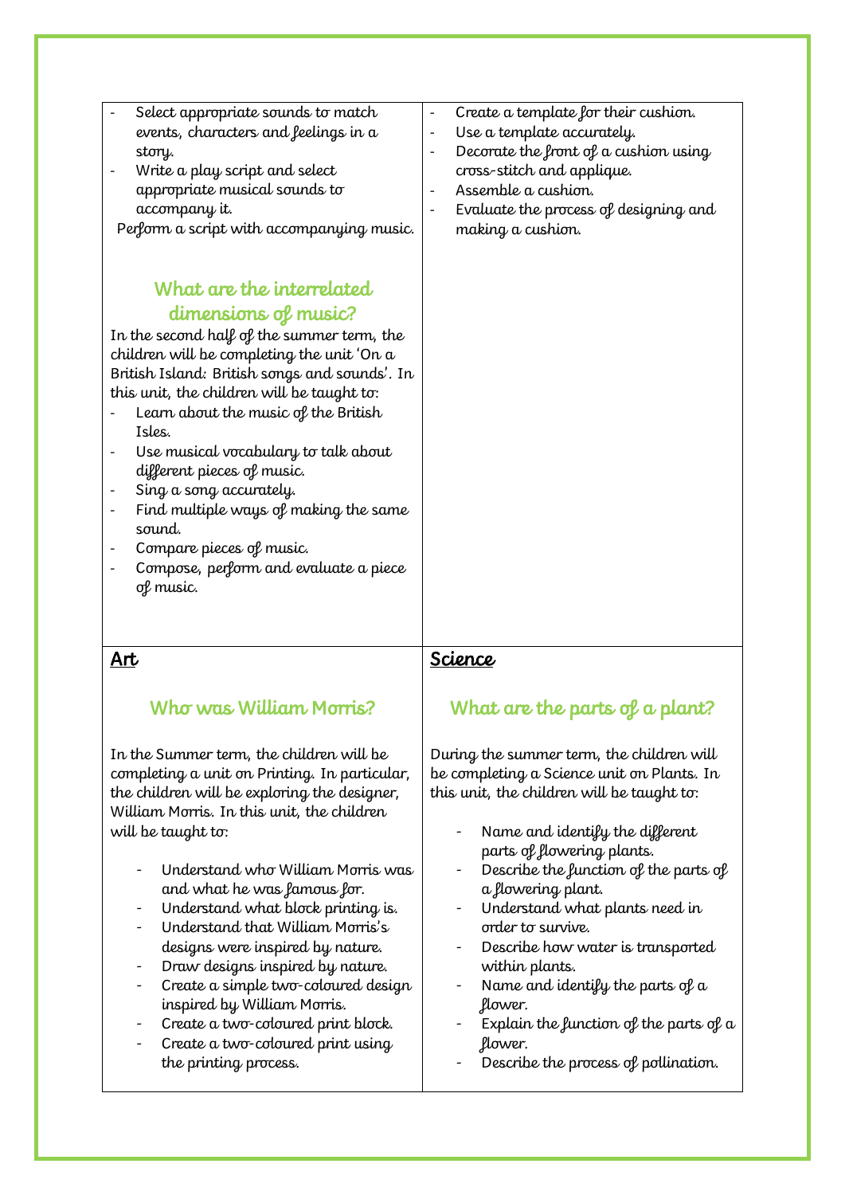- Select appropriate sounds to match events, characters and feelings in a story.
- Write a play script and select appropriate musical sounds to accompany it.

Perform a script with accompanying music.

### What are the interrelated dimensions of music?

In the second half of the summer term, the children will be completing the unit 'On a British Island: British songs and sounds'. In this unit, the children will be taught to:

- Learn about the music of the British Isles.
- Use musical vocabulary to talk about different pieces of music.
- Sing a song accurately.
- Find multiple ways of making the same sound.
- Compare pieces of music.
- Compose, perform and evaluate a piece of music.

- Create a template for their cushion.
- Use a template accurately.
- Decorate the front of a cushion using cross-stitch and applique.
- Assemble a cushion.
- Evaluate the process of designing and making a cushion.

## Art

### Who was William Morris?

In the Summer term, the children will be completing a unit on Printing. In particular, the children will be exploring the designer, William Morris. In this unit, the children will be taught to:

- Understand who William Morris was and what he was famous for.
- Understand what block printing is.
- Understand that William Morris's designs were inspired by nature.
- Draw designs inspired by nature.
- Create a simple two-coloured design inspired by William Morris.
- Create a two-coloured print block.
- Create a two-coloured print using the printing process.

## Science

### What are the parts of a plant?

During the summer term, the children will be completing a Science unit on Plants. In this unit, the children will be taught to:

- Name and identify the different parts of flowering plants.
- Describe the function of the parts of a flowering plant.
- Understand what plants need in order to survive.
- Describe how water is transported within plants.
- Name and identify the parts of a flower.
- Explain the function of the parts of a flower.
- Describe the process of pollination.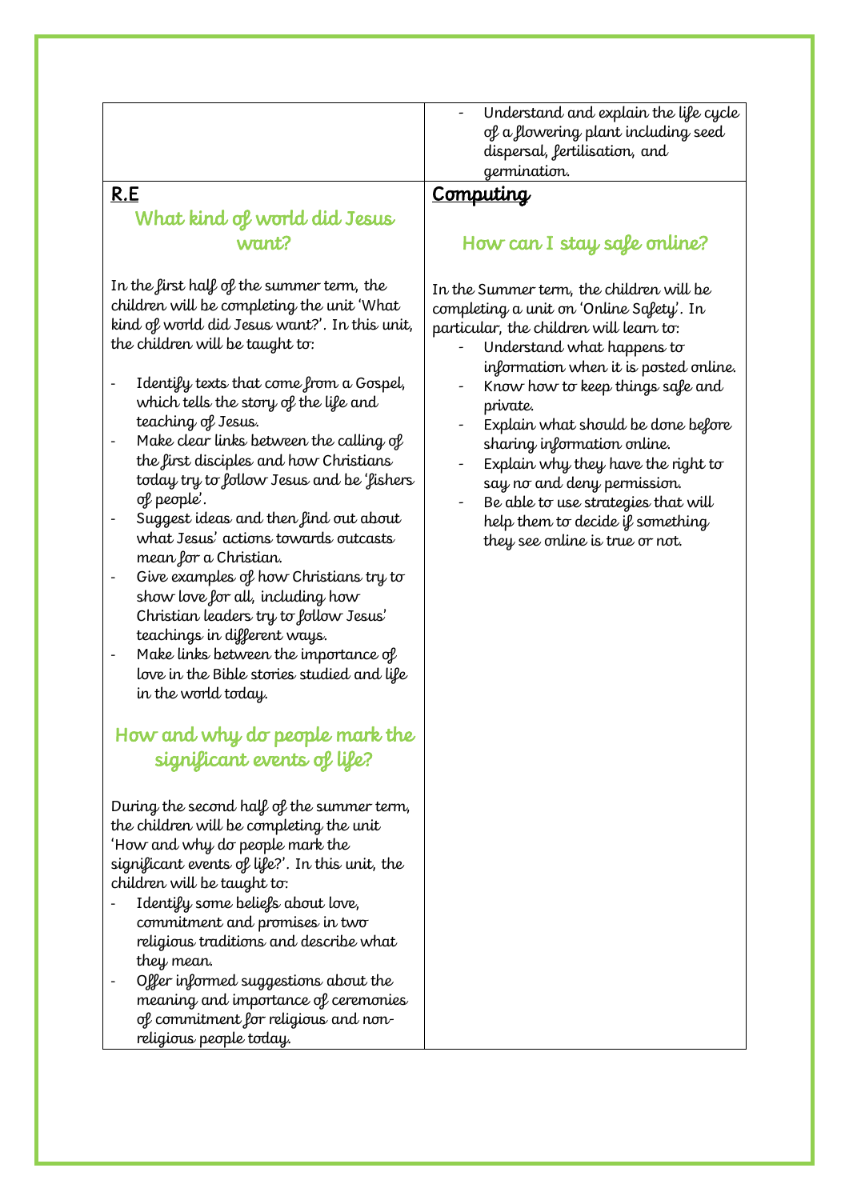- Understand and explain the life cycle of a flowering plant including seed dispersal, fertilisation, and germination.

## R.E

### What kind of world did Jesus want?

In the first half of the summer term, the children will be completing the unit 'What kind of world did Jesus want?'. In this unit, the children will be taught to:

- Identify texts that come from a Gospel, which tells the story of the life and teaching of Jesus.
- Make clear links between the calling of the first disciples and how Christians today try to follow Jesus and be 'fishers of people'.
- Suggest ideas and then find out about what Jesus' actions towards outcasts mean for a Christian.
- Give examples of how Christians try to show love for all, including how Christian leaders try to follow Jesus' teachings in different ways.
- Make links between the importance of love in the Bible stories studied and life in the world today.

### How and why do people mark the significant events of life?

During the second half of the summer term, the children will be completing the unit 'How and why do people mark the significant events of life?'. In this unit, the children will be taught to:

- Identify some beliefs about love, commitment and promises in two religious traditions and describe what they mean.
- Offer informed suggestions about the meaning and importance of ceremonies of commitment for religious and non-religious people today.

## Computing

### How can I stay safe online?

In the Summer term, the children will be completing a unit on 'Online Safety'. In particular, the children will learn to:

- Understand what happens to information when it is posted online.
- Know how to keep things safe and private.
- Explain what should be done before sharing information online.
- Explain why they have the right to say no and deny permission.
- Be able to use strategies that will help them to decide if something they see online is true or not.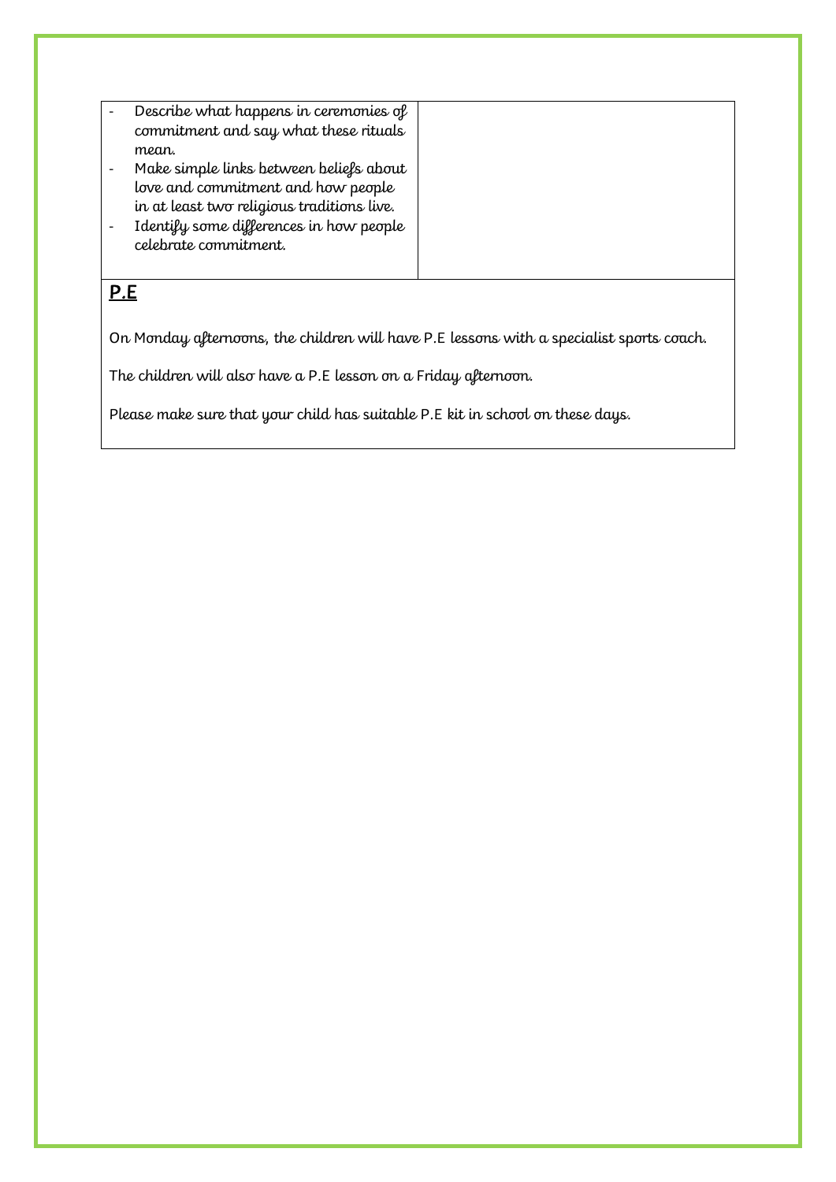| | |
|---|---|
| - Describe what happens in ceremonies of commitment and say what these rituals mean.<br>- Make simple links between beliefs about love and commitment and how people in at least two religious traditions live.<br>- Identify some differences in how people celebrate commitment. | |

## P.E

On Monday afternoons, the children will have P.E lessons with a specialist sports coach.

The children will also have a P.E lesson on a Friday afternoon.

Please make sure that your child has suitable P.E kit in school on these days.